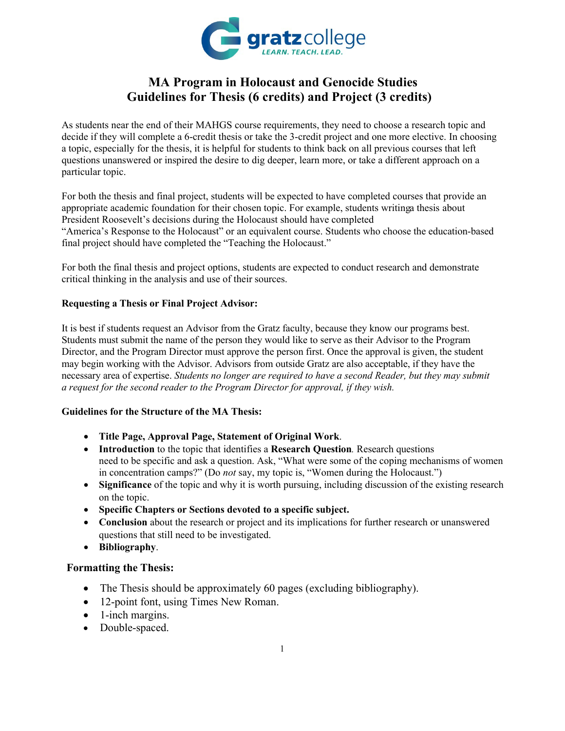gratzcollege
LEARN. TEACH. LEAD.

# MA Program in Holocaust and Genocide Studies
# Guidelines for Thesis (6 credits) and Project (3 credits)

As students near the end of their MAHGS course requirements, they need to choose a research topic and decide if they will complete a 6-credit thesis or take the 3-credit project and one more elective. In choosing a topic, especially for the thesis, it is helpful for students to think back on all previous courses that left questions unanswered or inspired the desire to dig deeper, learn more, or take a different approach on a particular topic.

For both the thesis and final project, students will be expected to have completed courses that provide an appropriate academic foundation for their chosen topic. For example, students writinga thesis about President Roosevelt's decisions during the Holocaust should have completed "America's Response to the Holocaust" or an equivalent course. Students who choose the education-based final project should have completed the "Teaching the Holocaust."

For both the final thesis and project options, students are expected to conduct research and demonstrate critical thinking in the analysis and use of their sources.

**Requesting a Thesis or Final Project Advisor:**

It is best if students request an Advisor from the Gratz faculty, because they know our programs best. Students must submit the name of the person they would like to serve as their Advisor to the Program Director, and the Program Director must approve the person first. Once the approval is given, the student may begin working with the Advisor. Advisors from outside Gratz are also acceptable, if they have the necessary area of expertise. *Students no longer are required to have a second Reader, but they may submit a request for the second reader to the Program Director for approval, if they wish.*

**Guidelines for the Structure of the MA Thesis:**

- **Title Page, Approval Page, Statement of Original Work**.
- **Introduction** to the topic that identifies a **Research Question**. Research questions need to be specific and ask a question. Ask, "What were some of the coping mechanisms of women in concentration camps?" (Do *not* say, my topic is, "Women during the Holocaust.")
- **Significance** of the topic and why it is worth pursuing, including discussion of the existing research on the topic.
- **Specific Chapters or Sections devoted to a specific subject.**
- **Conclusion** about the research or project and its implications for further research or unanswered questions that still need to be investigated.
- **Bibliography**.

**Formatting the Thesis:**

- The Thesis should be approximately 60 pages (excluding bibliography).
- 12-point font, using Times New Roman.
- 1-inch margins.
- Double-spaced.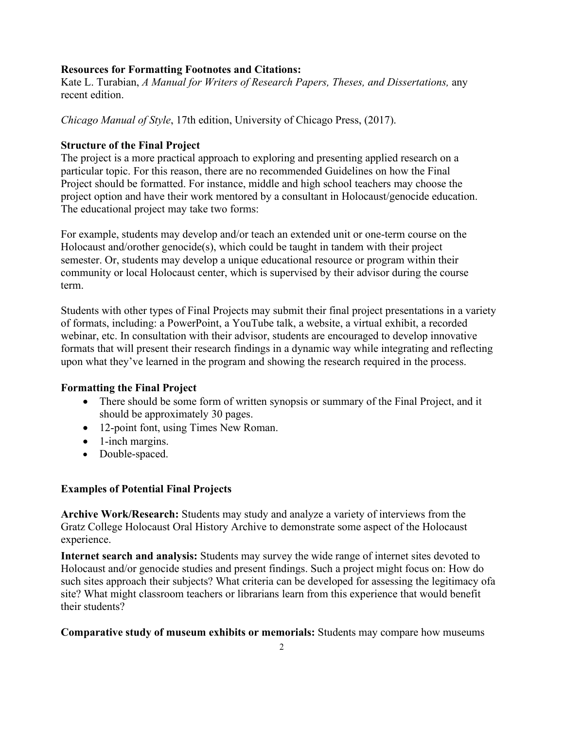**Resources for Formatting Footnotes and Citations:**
Kate L. Turabian, *A Manual for Writers of Research Papers, Theses, and Dissertations,* any recent edition.

*Chicago Manual of Style*, 17th edition, University of Chicago Press, (2017).

**Structure of the Final Project**
The project is a more practical approach to exploring and presenting applied research on a particular topic. For this reason, there are no recommended Guidelines on how the Final Project should be formatted. For instance, middle and high school teachers may choose the project option and have their work mentored by a consultant in Holocaust/genocide education. The educational project may take two forms:

For example, students may develop and/or teach an extended unit or one-term course on the Holocaust and/orother genocide(s), which could be taught in tandem with their project semester. Or, students may develop a unique educational resource or program within their community or local Holocaust center, which is supervised by their advisor during the course term.

Students with other types of Final Projects may submit their final project presentations in a variety of formats, including: a PowerPoint, a YouTube talk, a website, a virtual exhibit, a recorded webinar, etc. In consultation with their advisor, students are encouraged to develop innovative formats that will present their research findings in a dynamic way while integrating and reflecting upon what they've learned in the program and showing the research required in the process.

**Formatting the Final Project**

- There should be some form of written synopsis or summary of the Final Project, and it should be approximately 30 pages.
- 12-point font, using Times New Roman.
- 1-inch margins.
- Double-spaced.

**Examples of Potential Final Projects**

**Archive Work/Research:** Students may study and analyze a variety of interviews from the Gratz College Holocaust Oral History Archive to demonstrate some aspect of the Holocaust experience.

**Internet search and analysis:** Students may survey the wide range of internet sites devoted to Holocaust and/or genocide studies and present findings. Such a project might focus on: How do such sites approach their subjects? What criteria can be developed for assessing the legitimacy ofa site? What might classroom teachers or librarians learn from this experience that would benefit their students?

**Comparative study of museum exhibits or memorials:** Students may compare how museums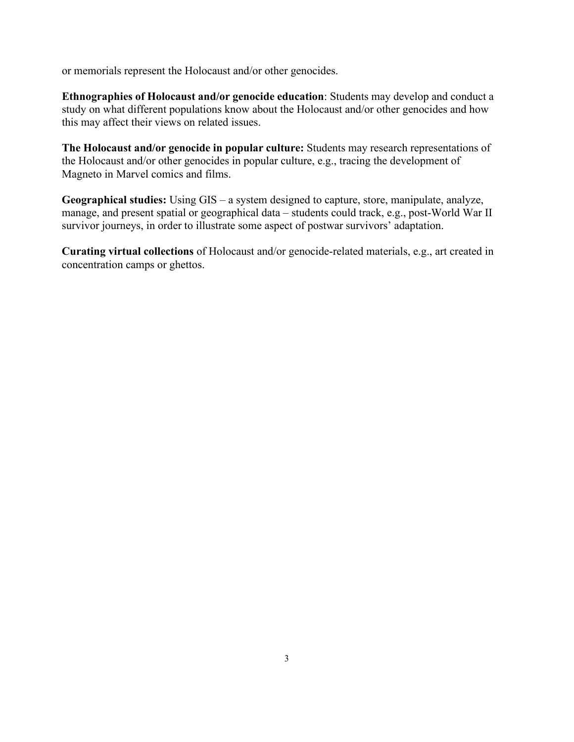or memorials represent the Holocaust and/or other genocides.

**Ethnographies of Holocaust and/or genocide education**: Students may develop and conduct a study on what different populations know about the Holocaust and/or other genocides and how this may affect their views on related issues.

**The Holocaust and/or genocide in popular culture:** Students may research representations of the Holocaust and/or other genocides in popular culture, e.g., tracing the development of Magneto in Marvel comics and films.

**Geographical studies:** Using GIS – a system designed to capture, store, manipulate, analyze, manage, and present spatial or geographical data – students could track, e.g., post-World War II survivor journeys, in order to illustrate some aspect of postwar survivors' adaptation.

**Curating virtual collections** of Holocaust and/or genocide-related materials, e.g., art created in concentration camps or ghettos.